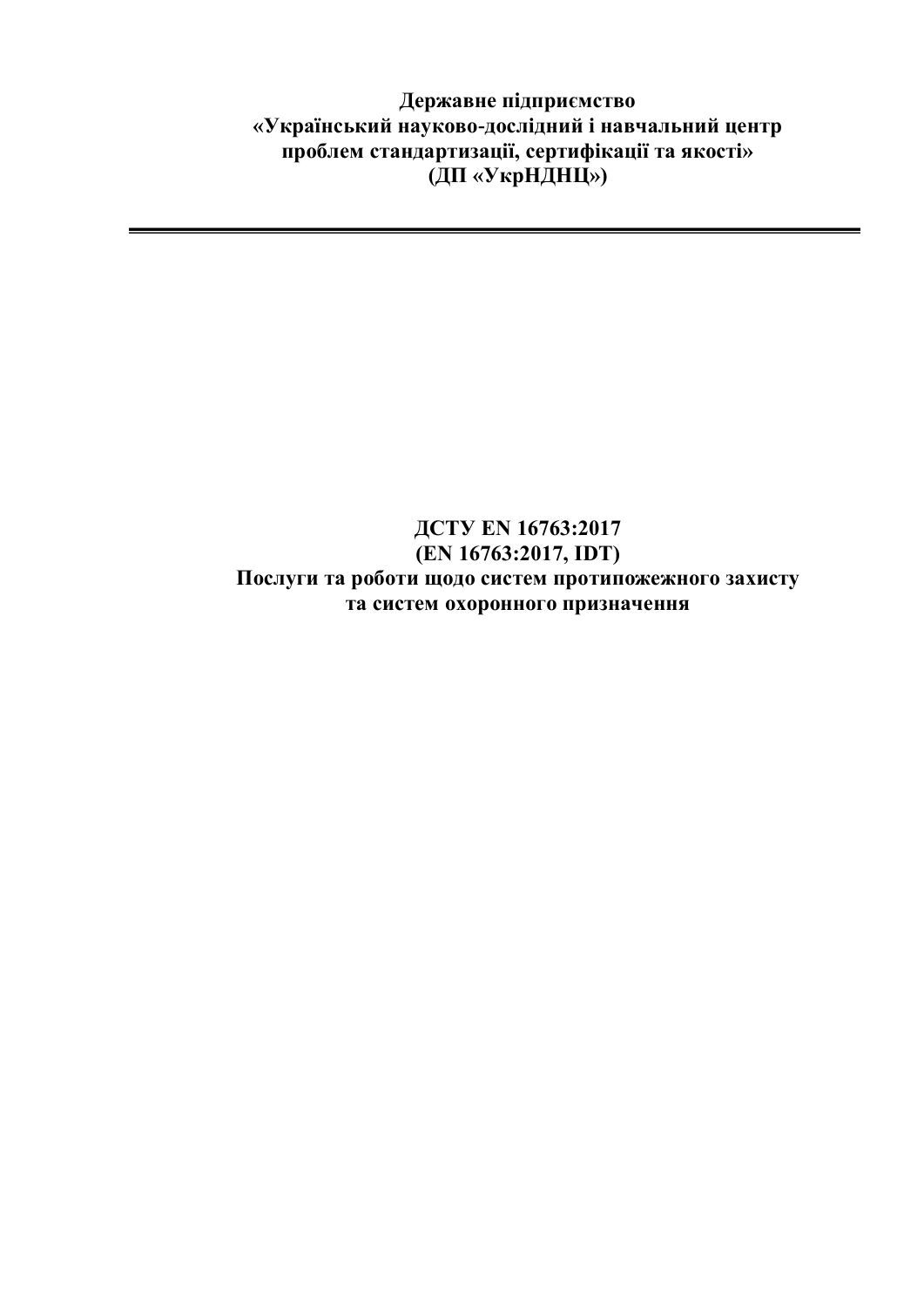**Державне підприємство**
**«Український науково-дослідний і навчальний центр**
**проблем стандартизації, сертифікації та якості»**
**(ДП «УкрНДНЦ»)**

---

# ДСТУ EN 16763:2017
# (EN 16763:2017, IDT)
# Послуги та роботи щодо систем протипожежного захисту та систем охоронного призначення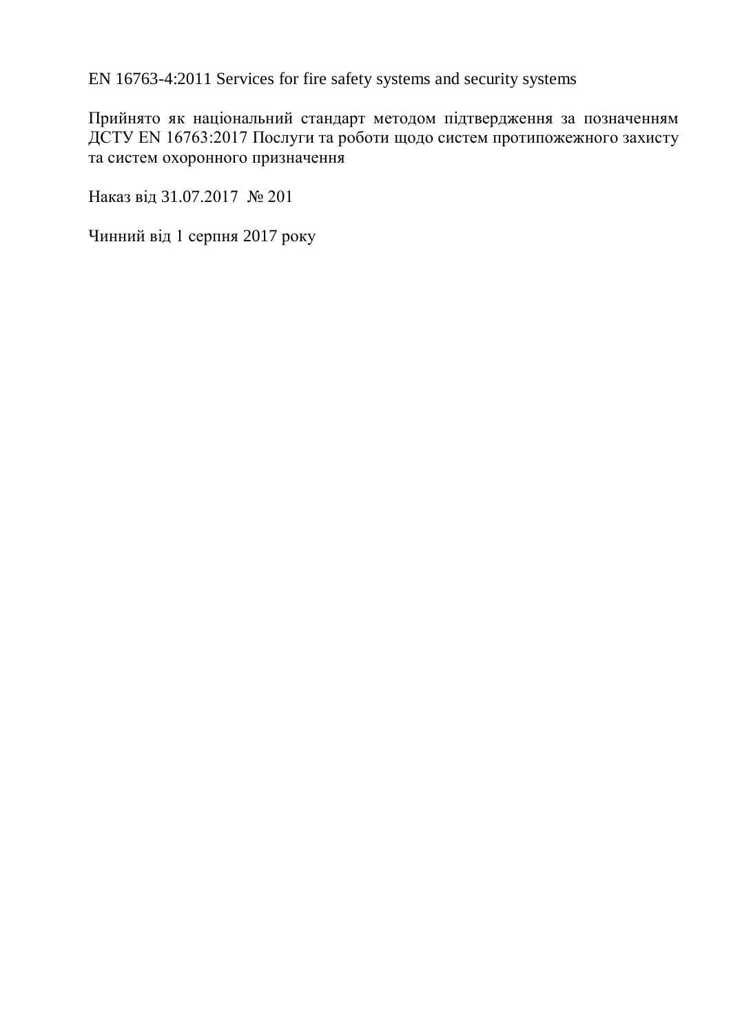EN 16763-4:2011 Services for fire safety systems and security systems

Прийнято як національний стандарт методом підтвердження за позначенням ДСТУ EN 16763:2017 Послуги та роботи щодо систем протипожежного захисту та систем охоронного призначення

Наказ від 31.07.2017 № 201

Чинний від 1 серпня 2017 року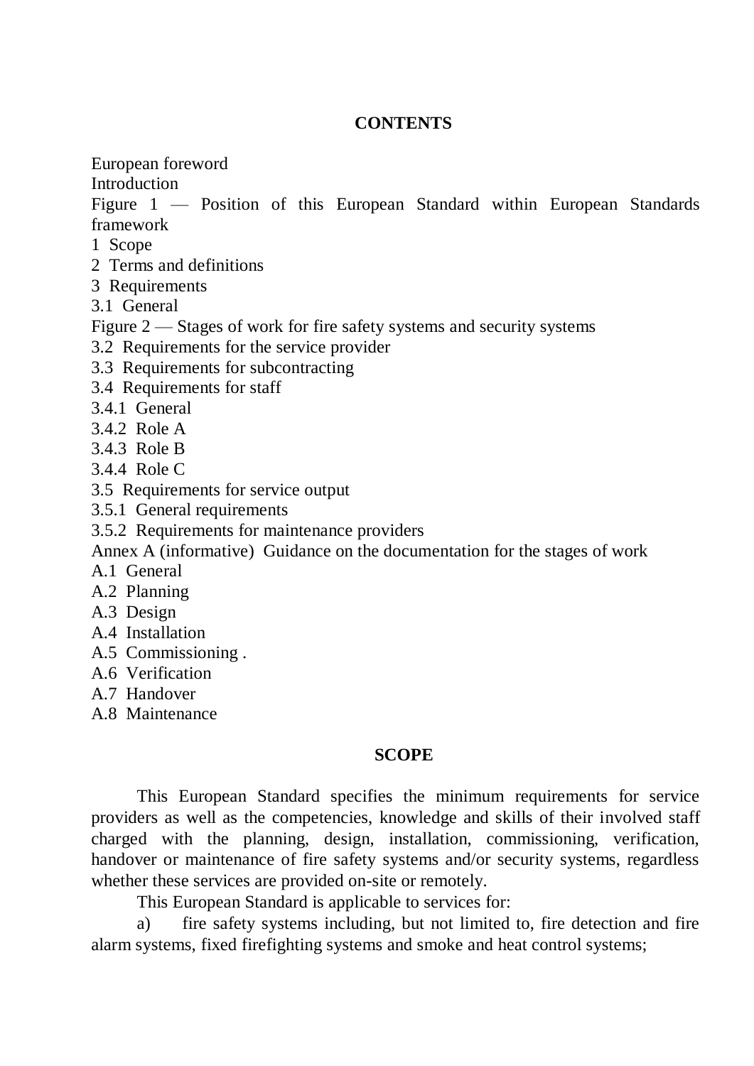## CONTENTS

European foreword
Introduction
Figure 1 — Position of this European Standard within European Standards framework
1 Scope
2 Terms and definitions
3 Requirements
3.1 General
Figure 2 — Stages of work for fire safety systems and security systems
3.2 Requirements for the service provider
3.3 Requirements for subcontracting
3.4 Requirements for staff
3.4.1 General
3.4.2 Role A
3.4.3 Role B
3.4.4 Role C
3.5 Requirements for service output
3.5.1 General requirements
3.5.2 Requirements for maintenance providers
Annex A (informative) Guidance on the documentation for the stages of work
A.1 General
A.2 Planning
A.3 Design
A.4 Installation
A.5 Commissioning .
A.6 Verification
A.7 Handover
A.8 Maintenance

## SCOPE

This European Standard specifies the minimum requirements for service providers as well as the competencies, knowledge and skills of their involved staff charged with the planning, design, installation, commissioning, verification, handover or maintenance of fire safety systems and/or security systems, regardless whether these services are provided on-site or remotely.

This European Standard is applicable to services for:

a) fire safety systems including, but not limited to, fire detection and fire alarm systems, fixed firefighting systems and smoke and heat control systems;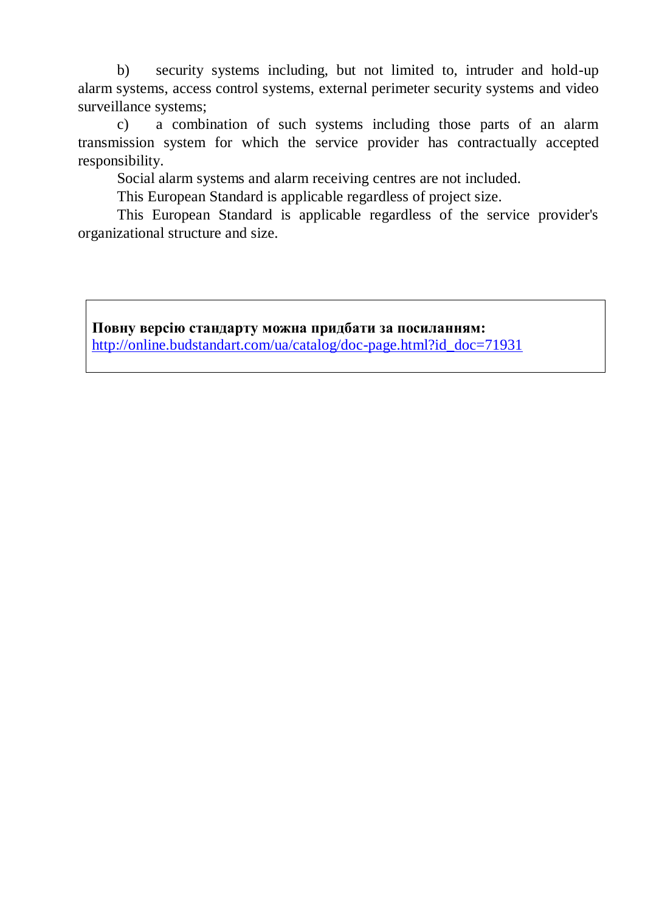b) security systems including, but not limited to, intruder and hold-up alarm systems, access control systems, external perimeter security systems and video surveillance systems;

c) a combination of such systems including those parts of an alarm transmission system for which the service provider has contractually accepted responsibility.

Social alarm systems and alarm receiving centres are not included.

This European Standard is applicable regardless of project size.

This European Standard is applicable regardless of the service provider's organizational structure and size.

**Повну версію стандарту можна придбати за посиланням:**
http://online.budstandart.com/ua/catalog/doc-page.html?id_doc=71931